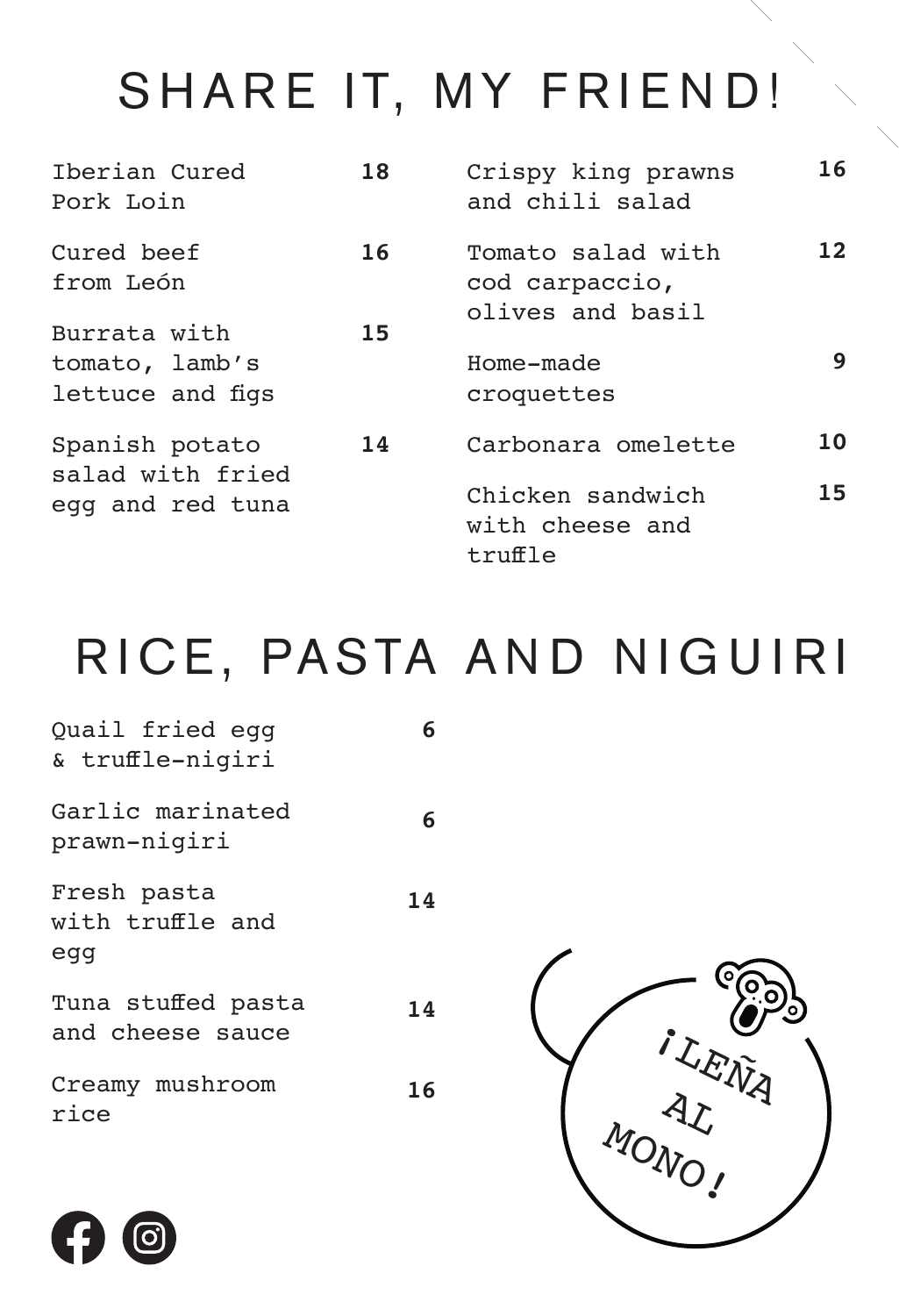# SHARE IT, MY FRIEND!

| Dish | Price |
| --- | --- |
| Iberian Cured Pork Loin | 18 |
| Cured beef from León | 16 |
| Burrata with tomato, lamb's lettuce and figs | 15 |
| Spanish potato salad with fried egg and red tuna | 14 |
| Crispy king prawns and chili salad | 16 |
| Tomato salad with cod carpaccio, olives and basil | 12 |
| Home-made croquettes | 9 |
| Carbonara omelette | 10 |
| Chicken sandwich with cheese and truffle | 15 |

# RICE, PASTA AND NIGUIRI

| Dish | Price |
| --- | --- |
| Quail fried egg & truffle-nigiri | 6 |
| Garlic marinated prawn-nigiri | 6 |
| Fresh pasta with truffle and egg | 14 |
| Tuna stuffed pasta and cheese sauce | 14 |
| Creamy mushroom rice | 16 |

¡LEÑA AL MONO!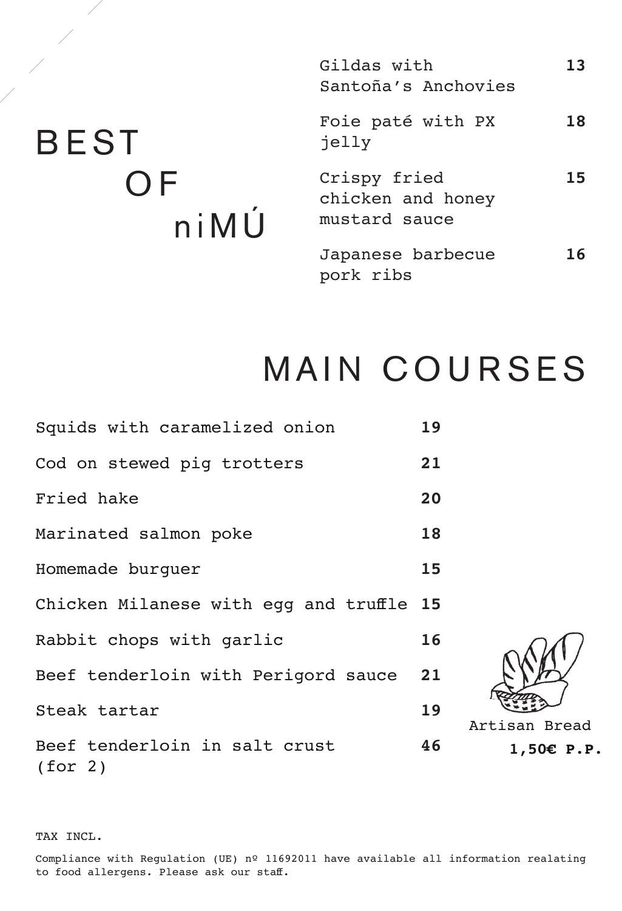# BEST OF niMÚ

| | |
|---|---|
| Gildas with Santoña's Anchovies | **13** |
| Foie paté with PX jelly | **18** |
| Crispy fried chicken and honey mustard sauce | **15** |
| Japanese barbecue pork ribs | **16** |

# MAIN COURSES

| | |
|---|---|
| Squids with caramelized onion | **19** |
| Cod on stewed pig trotters | **21** |
| Fried hake | **20** |
| Marinated salmon poke | **18** |
| Homemade burguer | **15** |
| Chicken Milanese with egg and truffle | **15** |
| Rabbit chops with garlic | **16** |
| Beef tenderloin with Perigord sauce | **21** |
| Steak tartar | **19** |
| Beef tenderloin in salt crust (for 2) | **46** |

Artisan Bread
**1,50€ P.P.**

TAX INCL.

Compliance with Regulation (UE) nº 11692011 have available all information realating to food allergens. Please ask our staff.